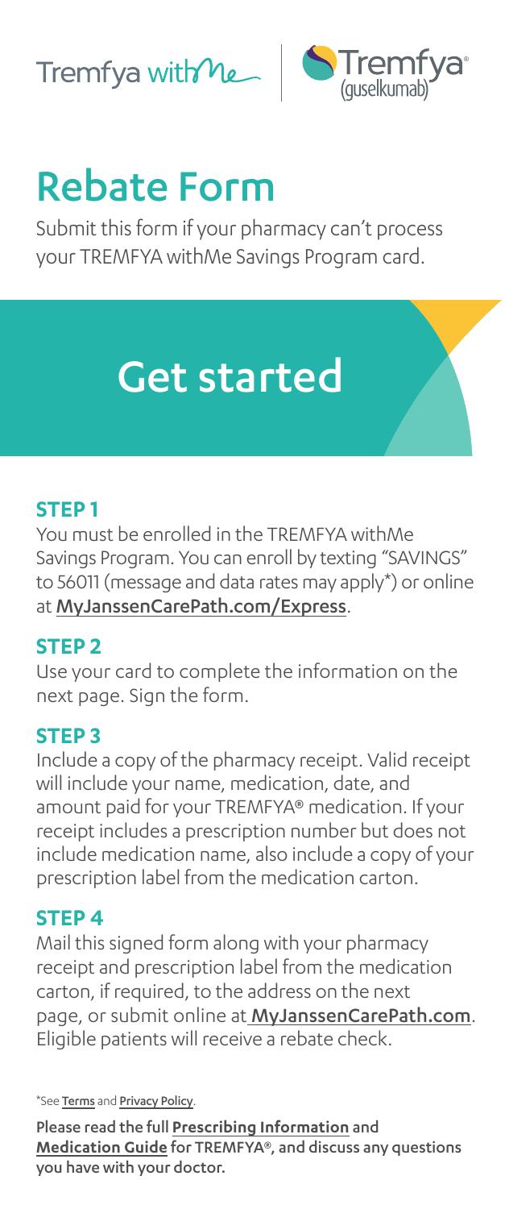Tremfya withMe | Tremfya® (guselkumab)

# Rebate Form

Submit this form if your pharmacy can't process your TREMFYA withMe Savings Program card.

## Get started

### STEP 1

You must be enrolled in the TREMFYA withMe Savings Program. You can enroll by texting "SAVINGS" to 56011 (message and data rates may apply*) or online at **MyJanssenCarePath.com/Express**.

### STEP 2

Use your card to complete the information on the next page. Sign the form.

### STEP 3

Include a copy of the pharmacy receipt. Valid receipt will include your name, medication, date, and amount paid for your TREMFYA® medication. If your receipt includes a prescription number but does not include medication name, also include a copy of your prescription label from the medication carton.

### STEP 4

Mail this signed form along with your pharmacy receipt and prescription label from the medication carton, if required, to the address on the next page, or submit online at **MyJanssenCarePath.com**. Eligible patients will receive a rebate check.

*See **Terms** and **Privacy Policy**.

**Please read the full Prescribing Information and Medication Guide for TREMFYA®, and discuss any questions you have with your doctor.**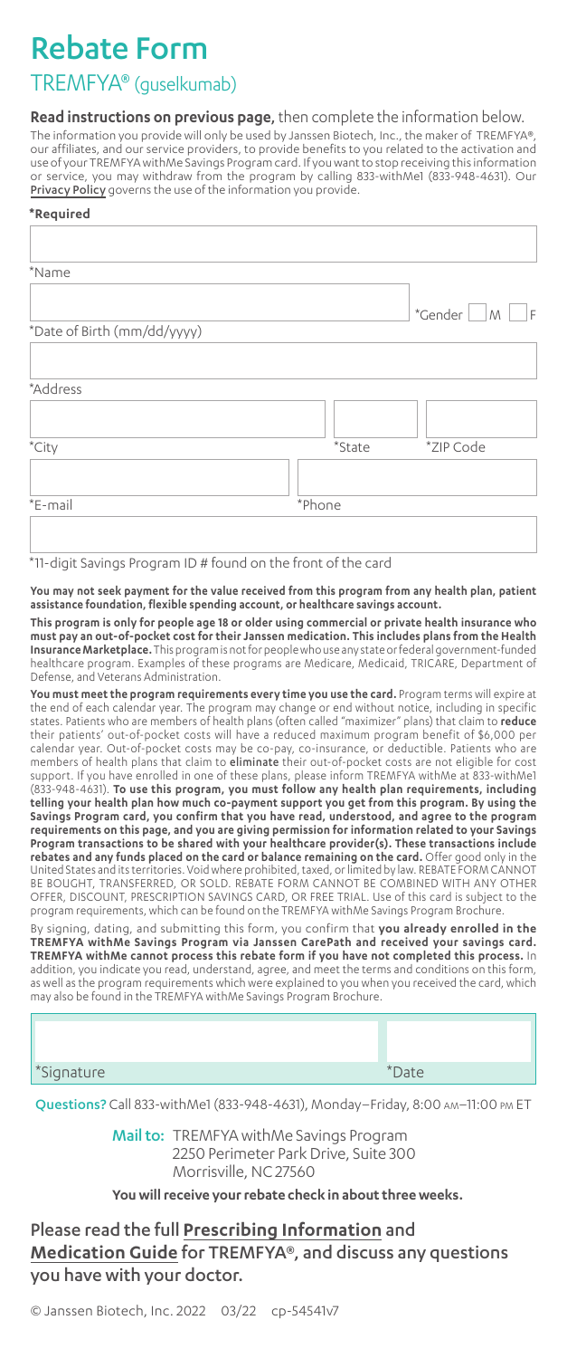# Rebate Form

## TREMFYA® (guselkumab)

**Read instructions on previous page,** then complete the information below.

The information you provide will only be used by Janssen Biotech, Inc., the maker of TREMFYA®, our affiliates, and our service providers, to provide benefits to you related to the activation and use of your TREMFYA withMe Savings Program card. If you want to stop receiving this information or service, you may withdraw from the program by calling 833-withMe1 (833-948-4631). Our Privacy Policy governs the use of the information you provide.

**\*Required**

*Name

*Date of Birth (mm/dd/yyyy)                    *Gender ☐ M ☐ F

*Address

*City                    *State                    *ZIP Code

*E-mail                    *Phone

*11-digit Savings Program ID # found on the front of the card

**You may not seek payment for the value received from this program from any health plan, patient assistance foundation, flexible spending account, or healthcare savings account.**

**This program is only for people age 18 or older using commercial or private health insurance who must pay an out-of-pocket cost for their Janssen medication. This includes plans from the Health Insurance Marketplace.** This program is not for people who use any state or federal government-funded healthcare program. Examples of these programs are Medicare, Medicaid, TRICARE, Department of Defense, and Veterans Administration.

**You must meet the program requirements every time you use the card.** Program terms will expire at the end of each calendar year. The program may change or end without notice, including in specific states. Patients who are members of health plans (often called "maximizer" plans) that claim to **reduce** their patients' out-of-pocket costs will have a reduced maximum program benefit of $6,000 per calendar year. Out-of-pocket costs may be co-pay, co-insurance, or deductible. Patients who are members of health plans that claim to **eliminate** their out-of-pocket costs are not eligible for cost support. If you have enrolled in one of these plans, please inform TREMFYA withMe at 833-withMe1 (833-948-4631). **To use this program, you must follow any health plan requirements, including telling your health plan how much co-payment support you get from this program. By using the Savings Program card, you confirm that you have read, understood, and agree to the program requirements on this page, and you are giving permission for information related to your Savings Program transactions to be shared with your healthcare provider(s). These transactions include rebates and any funds placed on the card or balance remaining on the card.** Offer good only in the United States and its territories. Void where prohibited, taxed, or limited by law. REBATE FORM CANNOT BE BOUGHT, TRANSFERRED, OR SOLD. REBATE FORM CANNOT BE COMBINED WITH ANY OTHER OFFER, DISCOUNT, PRESCRIPTION SAVINGS CARD, OR FREE TRIAL. Use of this card is subject to the program requirements, which can be found on the TREMFYA withMe Savings Program Brochure.

By signing, dating, and submitting this form, you confirm that **you already enrolled in the TREMFYA withMe Savings Program via Janssen CarePath and received your savings card. TREMFYA withMe cannot process this rebate form if you have not completed this process.** In addition, you indicate you read, understand, agree, and meet the terms and conditions on this form, as well as the program requirements which were explained to you when you received the card, which may also be found in the TREMFYA withMe Savings Program Brochure.

*Signature                    *Date

**Questions?** Call 833-withMe1 (833-948-4631), Monday–Friday, 8:00 AM–11:00 PM ET

**Mail to:** TREMFYA withMe Savings Program
2250 Perimeter Park Drive, Suite 300
Morrisville, NC 27560

**You will receive your rebate check in about three weeks.**

## Please read the full **Prescribing Information** and **Medication Guide** for TREMFYA®, and discuss any questions you have with your doctor.

© Janssen Biotech, Inc. 2022 03/22 cp-54541v7